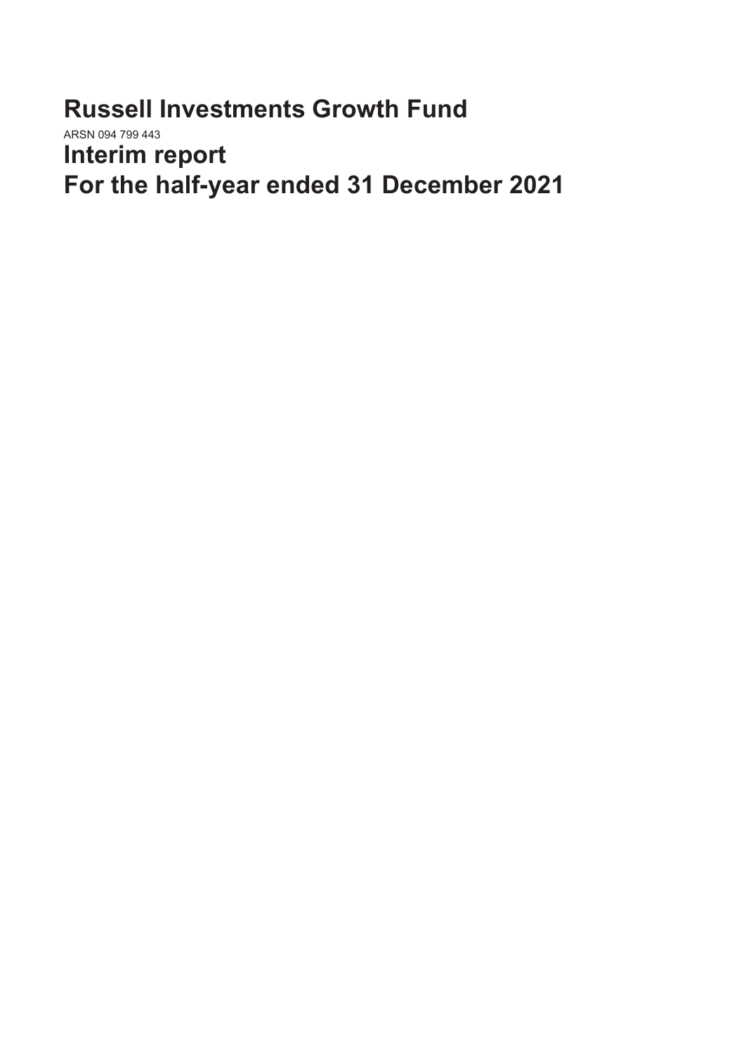# Russell Investments Growth Fund

ARSN 094 799 443

# Interim report

# For the half-year ended 31 December 2021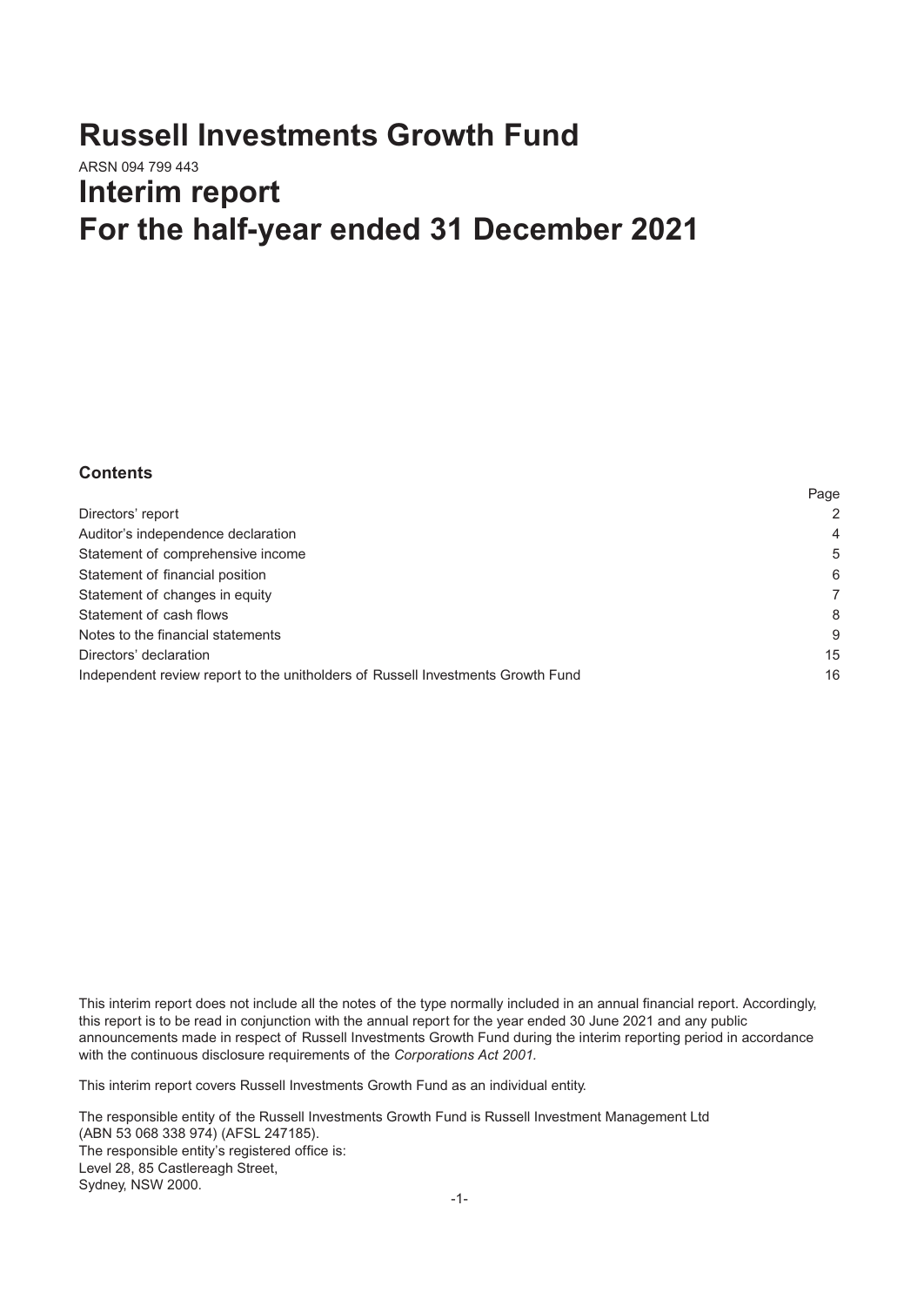# Russell Investments Growth Fund

ARSN 094 799 443

# Interim report
# For the half-year ended 31 December 2021

### Contents

| | Page |
|---|---|
| Directors' report | 2 |
| Auditor's independence declaration | 4 |
| Statement of comprehensive income | 5 |
| Statement of financial position | 6 |
| Statement of changes in equity | 7 |
| Statement of cash flows | 8 |
| Notes to the financial statements | 9 |
| Directors' declaration | 15 |
| Independent review report to the unitholders of Russell Investments Growth Fund | 16 |

This interim report does not include all the notes of the type normally included in an annual financial report. Accordingly, this report is to be read in conjunction with the annual report for the year ended 30 June 2021 and any public announcements made in respect of Russell Investments Growth Fund during the interim reporting period in accordance with the continuous disclosure requirements of the *Corporations Act 2001.*

This interim report covers Russell Investments Growth Fund as an individual entity.

The responsible entity of the Russell Investments Growth Fund is Russell Investment Management Ltd (ABN 53 068 338 974) (AFSL 247185).
The responsible entity's registered office is:
Level 28, 85 Castlereagh Street,
Sydney, NSW 2000.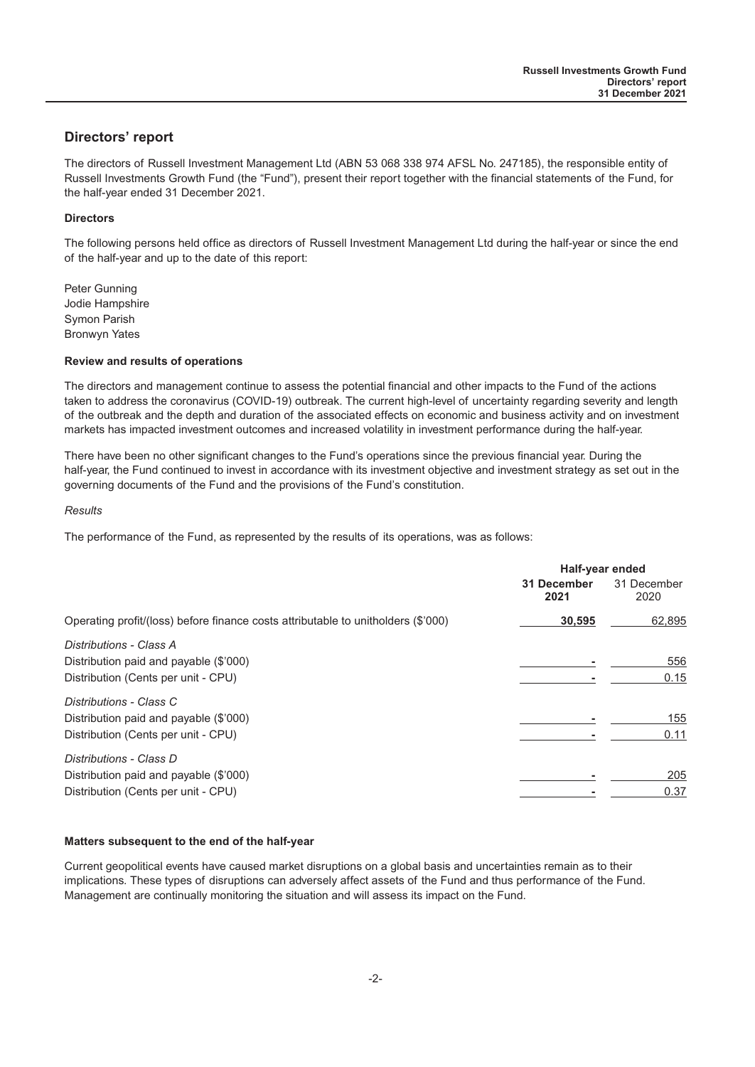## Directors' report

The directors of Russell Investment Management Ltd (ABN 53 068 338 974 AFSL No. 247185), the responsible entity of Russell Investments Growth Fund (the "Fund"), present their report together with the financial statements of the Fund, for the half-year ended 31 December 2021.

### Directors

The following persons held office as directors of Russell Investment Management Ltd during the half-year or since the end of the half-year and up to the date of this report:

Peter Gunning
Jodie Hampshire
Symon Parish
Bronwyn Yates

### Review and results of operations

The directors and management continue to assess the potential financial and other impacts to the Fund of the actions taken to address the coronavirus (COVID-19) outbreak. The current high-level of uncertainty regarding severity and length of the outbreak and the depth and duration of the associated effects on economic and business activity and on investment markets has impacted investment outcomes and increased volatility in investment performance during the half-year.

There have been no other significant changes to the Fund's operations since the previous financial year. During the half-year, the Fund continued to invest in accordance with its investment objective and investment strategy as set out in the governing documents of the Fund and the provisions of the Fund's constitution.

*Results*

The performance of the Fund, as represented by the results of its operations, was as follows:

| | Half-year ended | |
|---|---|---|
| | **31 December 2021** | 31 December 2020 |
| Operating profit/(loss) before finance costs attributable to unitholders ($'000) | **30,595** | 62,895 |
| *Distributions - Class A* | | |
| Distribution paid and payable ($'000) | - | 556 |
| Distribution (Cents per unit - CPU) | - | 0.15 |
| *Distributions - Class C* | | |
| Distribution paid and payable ($'000) | - | 155 |
| Distribution (Cents per unit - CPU) | - | 0.11 |
| *Distributions - Class D* | | |
| Distribution paid and payable ($'000) | - | 205 |
| Distribution (Cents per unit - CPU) | - | 0.37 |

### Matters subsequent to the end of the half-year

Current geopolitical events have caused market disruptions on a global basis and uncertainties remain as to their implications. These types of disruptions can adversely affect assets of the Fund and thus performance of the Fund. Management are continually monitoring the situation and will assess its impact on the Fund.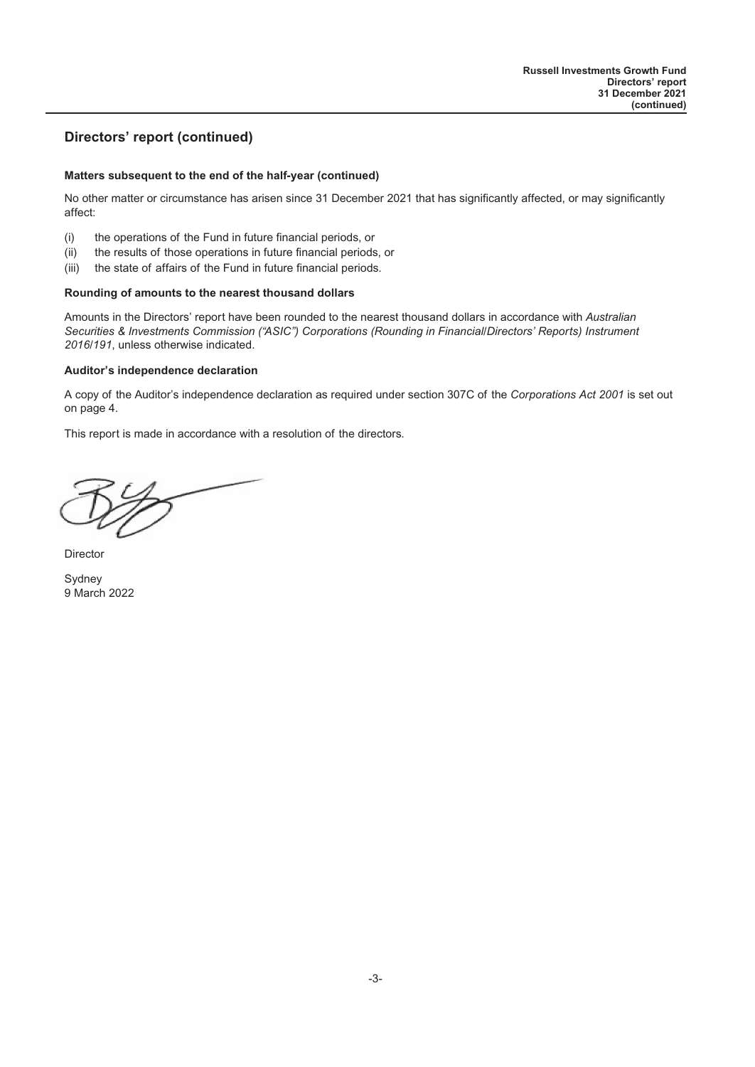## Directors' report (continued)

### Matters subsequent to the end of the half-year (continued)

No other matter or circumstance has arisen since 31 December 2021 that has significantly affected, or may significantly affect:

(i) the operations of the Fund in future financial periods, or
(ii) the results of those operations in future financial periods, or
(iii) the state of affairs of the Fund in future financial periods.

### Rounding of amounts to the nearest thousand dollars

Amounts in the Directors' report have been rounded to the nearest thousand dollars in accordance with *Australian Securities & Investments Commission ("ASIC") Corporations (Rounding in Financial/Directors' Reports) Instrument 2016/191*, unless otherwise indicated.

### Auditor's independence declaration

A copy of the Auditor's independence declaration as required under section 307C of the *Corporations Act 2001* is set out on page 4.

This report is made in accordance with a resolution of the directors.

Director

Sydney
9 March 2022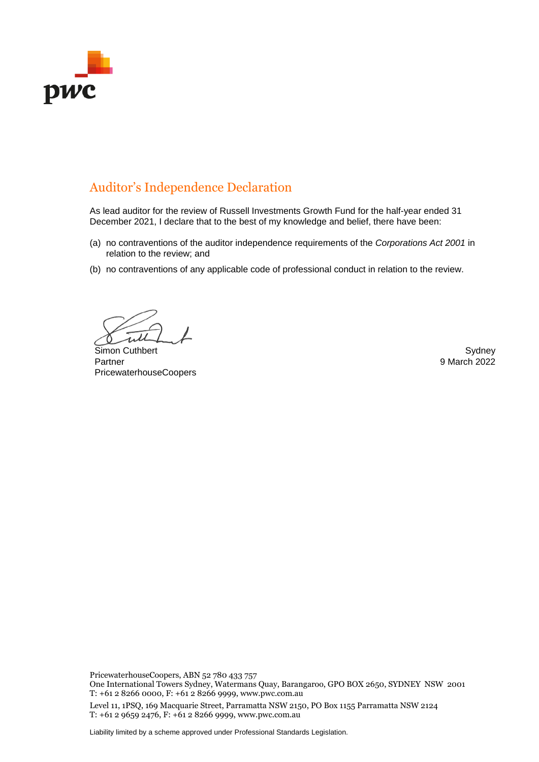# Auditor's Independence Declaration

As lead auditor for the review of Russell Investments Growth Fund for the half-year ended 31 December 2021, I declare that to the best of my knowledge and belief, there have been:

(a) no contraventions of the auditor independence requirements of the *Corporations Act 2001* in relation to the review; and

(b) no contraventions of any applicable code of professional conduct in relation to the review.

Simon Cuthbert
Partner
PricewaterhouseCoopers

Sydney
9 March 2022

PricewaterhouseCoopers, ABN 52 780 433 757
One International Towers Sydney, Watermans Quay, Barangaroo, GPO BOX 2650, SYDNEY NSW 2001
T: +61 2 8266 0000, F: +61 2 8266 9999, www.pwc.com.au

Level 11, 1PSQ, 169 Macquarie Street, Parramatta NSW 2150, PO Box 1155 Parramatta NSW 2124
T: +61 2 9659 2476, F: +61 2 8266 9999, www.pwc.com.au

Liability limited by a scheme approved under Professional Standards Legislation.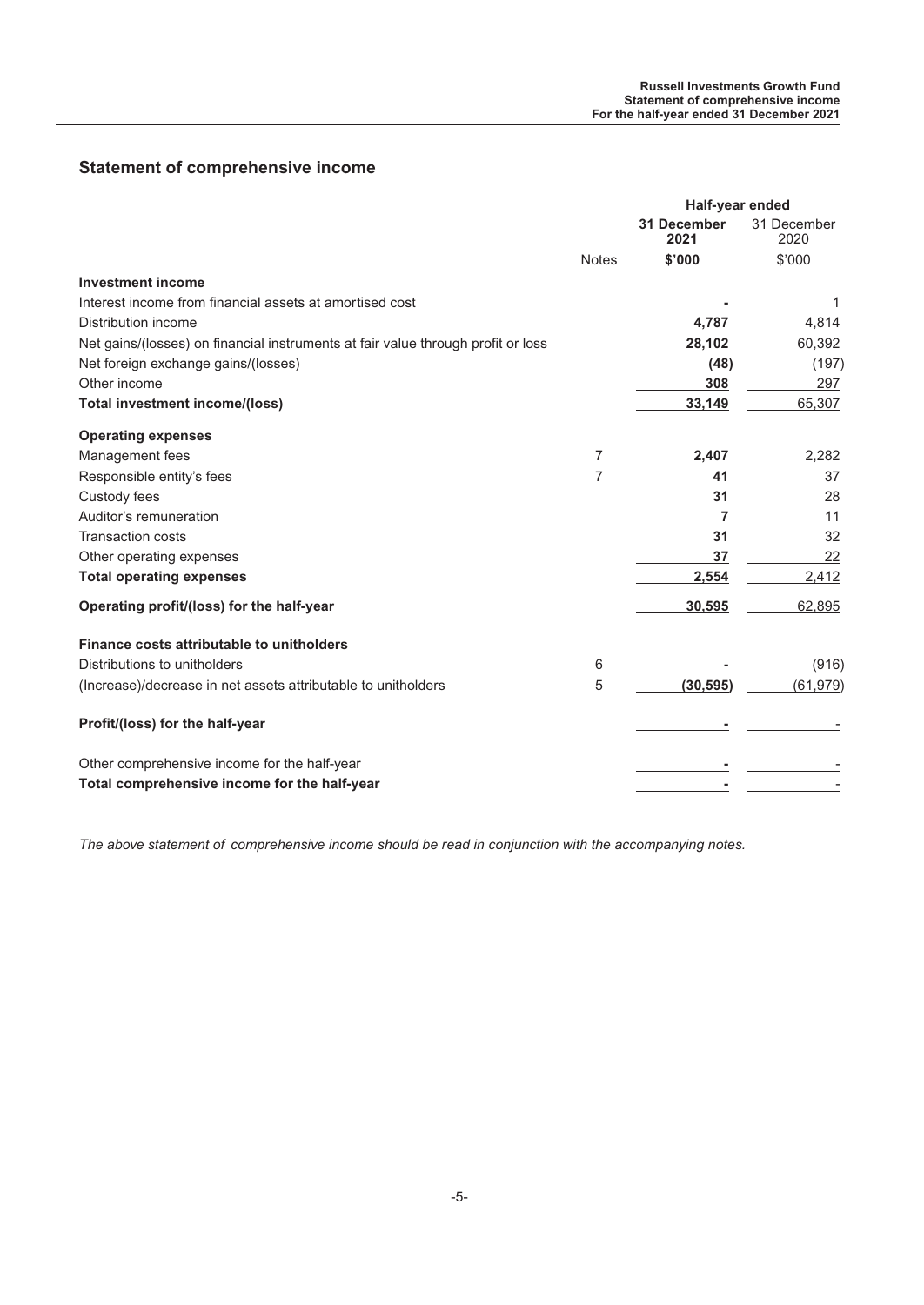## Statement of comprehensive income

| | Notes | Half-year ended 31 December 2021 $'000 | Half-year ended 31 December 2020 $'000 |
|---|---|---|---|
| **Investment income** | | | |
| Interest income from financial assets at amortised cost | | - | 1 |
| Distribution income | | **4,787** | 4,814 |
| Net gains/(losses) on financial instruments at fair value through profit or loss | | **28,102** | 60,392 |
| Net foreign exchange gains/(losses) | | **(48)** | (197) |
| Other income | | **308** | 297 |
| **Total investment income/(loss)** | | **33,149** | 65,307 |
| **Operating expenses** | | | |
| Management fees | 7 | **2,407** | 2,282 |
| Responsible entity's fees | 7 | **41** | 37 |
| Custody fees | | **31** | 28 |
| Auditor's remuneration | | **7** | 11 |
| Transaction costs | | **31** | 32 |
| Other operating expenses | | **37** | 22 |
| **Total operating expenses** | | **2,554** | 2,412 |
| **Operating profit/(loss) for the half-year** | | **30,595** | 62,895 |
| **Finance costs attributable to unitholders** | | | |
| Distributions to unitholders | 6 | - | (916) |
| (Increase)/decrease in net assets attributable to unitholders | 5 | **(30,595)** | (61,979) |
| **Profit/(loss) for the half-year** | | - | - |
| Other comprehensive income for the half-year | | - | - |
| **Total comprehensive income for the half-year** | | - | - |

*The above statement of comprehensive income should be read in conjunction with the accompanying notes.*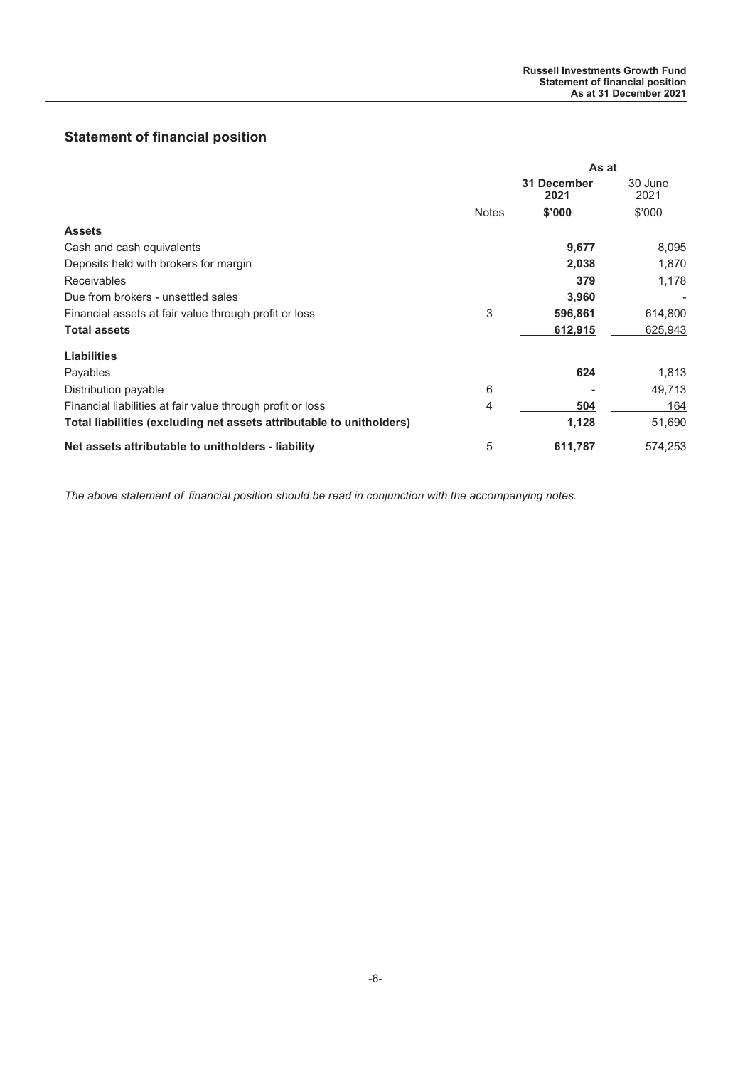## Statement of financial position

| | Notes | As at 31 December 2021 $'000 | 30 June 2021 $'000 |
|---|---|---|---|
| **Assets** | | | |
| Cash and cash equivalents | | **9,677** | 8,095 |
| Deposits held with brokers for margin | | **2,038** | 1,870 |
| Receivables | | **379** | 1,178 |
| Due from brokers - unsettled sales | | **3,960** | - |
| Financial assets at fair value through profit or loss | 3 | **596,861** | 614,800 |
| **Total assets** | | **612,915** | 625,943 |
| **Liabilities** | | | |
| Payables | | **624** | 1,813 |
| Distribution payable | 6 | **-** | 49,713 |
| Financial liabilities at fair value through profit or loss | 4 | **504** | 164 |
| **Total liabilities (excluding net assets attributable to unitholders)** | | **1,128** | 51,690 |
| **Net assets attributable to unitholders - liability** | 5 | **611,787** | 574,253 |

*The above statement of financial position should be read in conjunction with the accompanying notes.*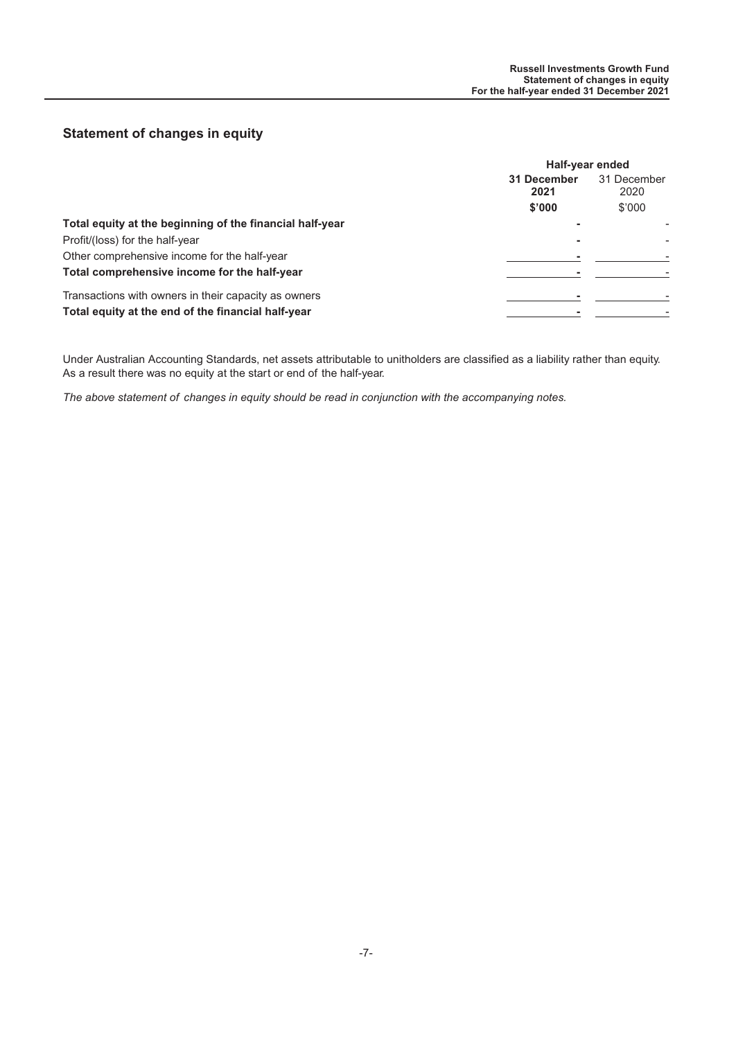## Statement of changes in equity

| | Half-year ended | |
|---|---|---|
| | **31 December 2021** | 31 December 2020 |
| | **$'000** | $'000 |
| **Total equity at the beginning of the financial half-year** | **-** | - |
| Profit/(loss) for the half-year | **-** | - |
| Other comprehensive income for the half-year | **-** | - |
| **Total comprehensive income for the half-year** | **-** | - |
| Transactions with owners in their capacity as owners | **-** | - |
| **Total equity at the end of the financial half-year** | **-** | - |

Under Australian Accounting Standards, net assets attributable to unitholders are classified as a liability rather than equity. As a result there was no equity at the start or end of the half-year.

*The above statement of changes in equity should be read in conjunction with the accompanying notes.*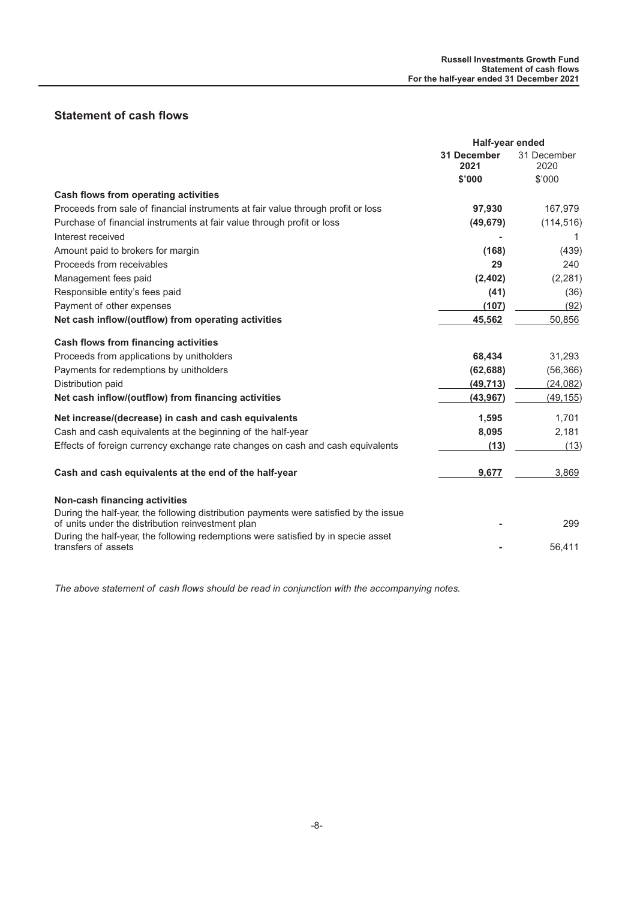## Statement of cash flows

| | Half-year ended | |
|---|---|---|
| | **31 December 2021** | 31 December 2020 |
| | **$'000** | $'000 |
| **Cash flows from operating activities** | | |
| Proceeds from sale of financial instruments at fair value through profit or loss | **97,930** | 167,979 |
| Purchase of financial instruments at fair value through profit or loss | **(49,679)** | (114,516) |
| Interest received | **-** | 1 |
| Amount paid to brokers for margin | **(168)** | (439) |
| Proceeds from receivables | **29** | 240 |
| Management fees paid | **(2,402)** | (2,281) |
| Responsible entity's fees paid | **(41)** | (36) |
| Payment of other expenses | **(107)** | (92) |
| **Net cash inflow/(outflow) from operating activities** | **45,562** | 50,856 |
| **Cash flows from financing activities** | | |
| Proceeds from applications by unitholders | **68,434** | 31,293 |
| Payments for redemptions by unitholders | **(62,688)** | (56,366) |
| Distribution paid | **(49,713)** | (24,082) |
| **Net cash inflow/(outflow) from financing activities** | **(43,967)** | (49,155) |
| **Net increase/(decrease) in cash and cash equivalents** | **1,595** | 1,701 |
| Cash and cash equivalents at the beginning of the half-year | **8,095** | 2,181 |
| Effects of foreign currency exchange rate changes on cash and cash equivalents | **(13)** | (13) |
| **Cash and cash equivalents at the end of the half-year** | **9,677** | 3,869 |
| **Non-cash financing activities** | | |
| During the half-year, the following distribution payments were satisfied by the issue of units under the distribution reinvestment plan | **-** | 299 |
| During the half-year, the following redemptions were satisfied by in specie asset transfers of assets | **-** | 56,411 |

*The above statement of cash flows should be read in conjunction with the accompanying notes.*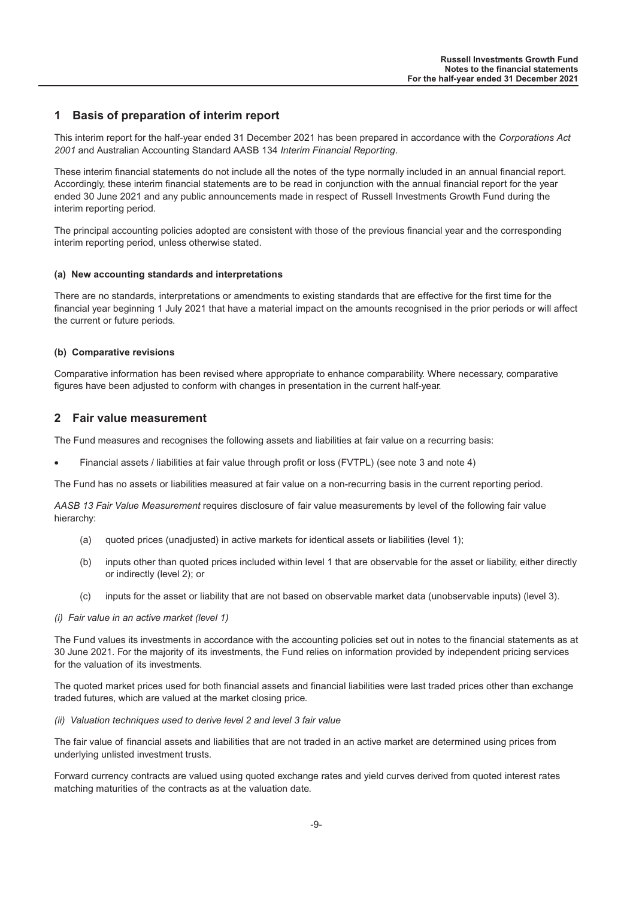## 1 Basis of preparation of interim report

This interim report for the half-year ended 31 December 2021 has been prepared in accordance with the *Corporations Act 2001* and Australian Accounting Standard AASB 134 *Interim Financial Reporting*.

These interim financial statements do not include all the notes of the type normally included in an annual financial report. Accordingly, these interim financial statements are to be read in conjunction with the annual financial report for the year ended 30 June 2021 and any public announcements made in respect of Russell Investments Growth Fund during the interim reporting period.

The principal accounting policies adopted are consistent with those of the previous financial year and the corresponding interim reporting period, unless otherwise stated.

#### (a) New accounting standards and interpretations

There are no standards, interpretations or amendments to existing standards that are effective for the first time for the financial year beginning 1 July 2021 that have a material impact on the amounts recognised in the prior periods or will affect the current or future periods.

#### (b) Comparative revisions

Comparative information has been revised where appropriate to enhance comparability. Where necessary, comparative figures have been adjusted to conform with changes in presentation in the current half-year.

## 2 Fair value measurement

The Fund measures and recognises the following assets and liabilities at fair value on a recurring basis:

- Financial assets / liabilities at fair value through profit or loss (FVTPL) (see note 3 and note 4)

The Fund has no assets or liabilities measured at fair value on a non-recurring basis in the current reporting period.

*AASB 13 Fair Value Measurement* requires disclosure of fair value measurements by level of the following fair value hierarchy:

(a) quoted prices (unadjusted) in active markets for identical assets or liabilities (level 1);

(b) inputs other than quoted prices included within level 1 that are observable for the asset or liability, either directly or indirectly (level 2); or

(c) inputs for the asset or liability that are not based on observable market data (unobservable inputs) (level 3).

*(i) Fair value in an active market (level 1)*

The Fund values its investments in accordance with the accounting policies set out in notes to the financial statements as at 30 June 2021. For the majority of its investments, the Fund relies on information provided by independent pricing services for the valuation of its investments.

The quoted market prices used for both financial assets and financial liabilities were last traded prices other than exchange traded futures, which are valued at the market closing price.

*(ii) Valuation techniques used to derive level 2 and level 3 fair value*

The fair value of financial assets and liabilities that are not traded in an active market are determined using prices from underlying unlisted investment trusts.

Forward currency contracts are valued using quoted exchange rates and yield curves derived from quoted interest rates matching maturities of the contracts as at the valuation date.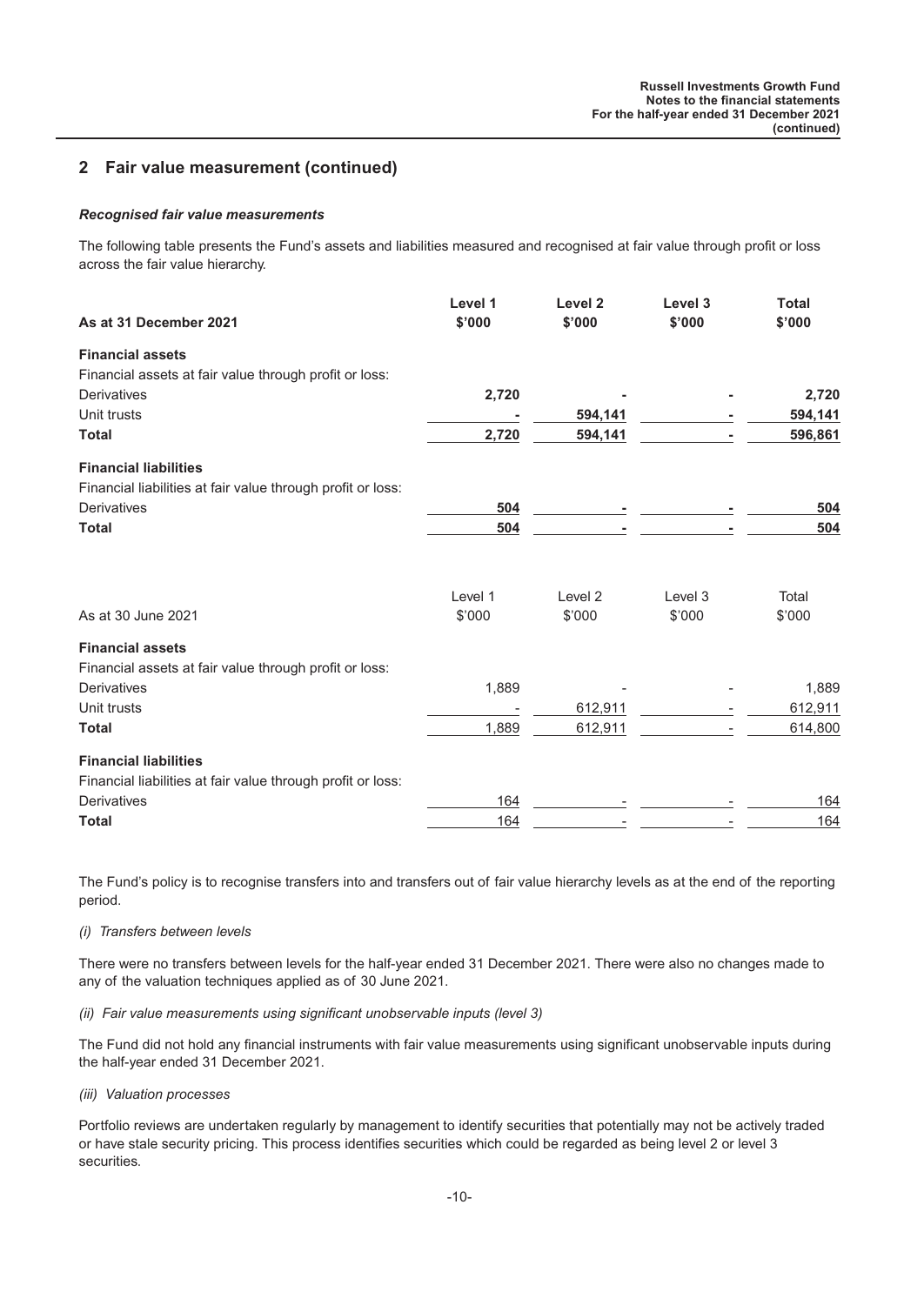## 2 Fair value measurement (continued)

### *Recognised fair value measurements*

The following table presents the Fund's assets and liabilities measured and recognised at fair value through profit or loss across the fair value hierarchy.

| **As at 31 December 2021** | **Level 1 \$'000** | **Level 2 \$'000** | **Level 3 \$'000** | **Total \$'000** |
|---|---|---|---|---|
| **Financial assets** | | | | |
| Financial assets at fair value through profit or loss: | | | | |
| Derivatives | **2,720** | **-** | **-** | **2,720** |
| Unit trusts | **-** | **594,141** | **-** | **594,141** |
| **Total** | **2,720** | **594,141** | **-** | **596,861** |
| **Financial liabilities** | | | | |
| Financial liabilities at fair value through profit or loss: | | | | |
| Derivatives | **504** | **-** | **-** | **504** |
| **Total** | **504** | **-** | **-** | **504** |

| As at 30 June 2021 | Level 1 \$'000 | Level 2 \$'000 | Level 3 \$'000 | Total \$'000 |
|---|---|---|---|---|
| **Financial assets** | | | | |
| Financial assets at fair value through profit or loss: | | | | |
| Derivatives | 1,889 | - | - | 1,889 |
| Unit trusts | - | 612,911 | - | 612,911 |
| **Total** | 1,889 | 612,911 | - | 614,800 |
| **Financial liabilities** | | | | |
| Financial liabilities at fair value through profit or loss: | | | | |
| Derivatives | 164 | - | - | 164 |
| **Total** | 164 | - | - | 164 |

The Fund's policy is to recognise transfers into and transfers out of fair value hierarchy levels as at the end of the reporting period.

*(i) Transfers between levels*

There were no transfers between levels for the half-year ended 31 December 2021. There were also no changes made to any of the valuation techniques applied as of 30 June 2021.

*(ii) Fair value measurements using significant unobservable inputs (level 3)*

The Fund did not hold any financial instruments with fair value measurements using significant unobservable inputs during the half-year ended 31 December 2021.

*(iii) Valuation processes*

Portfolio reviews are undertaken regularly by management to identify securities that potentially may not be actively traded or have stale security pricing. This process identifies securities which could be regarded as being level 2 or level 3 securities.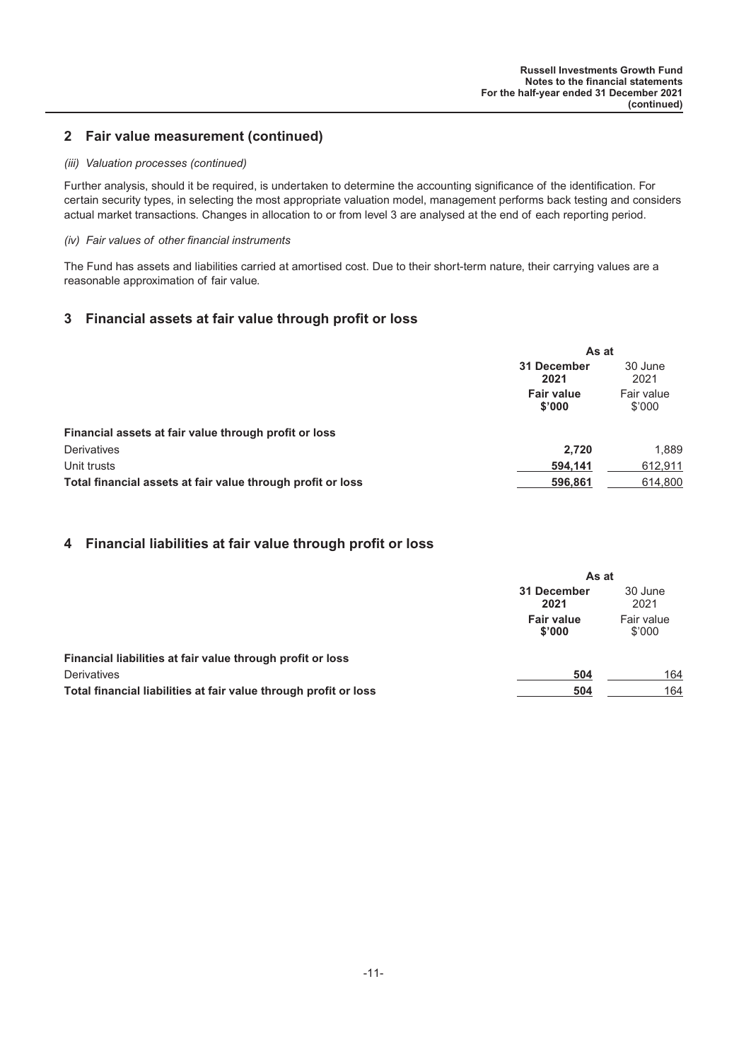## 2 Fair value measurement (continued)

*(iii) Valuation processes (continued)*

Further analysis, should it be required, is undertaken to determine the accounting significance of the identification. For certain security types, in selecting the most appropriate valuation model, management performs back testing and considers actual market transactions. Changes in allocation to or from level 3 are analysed at the end of each reporting period.

*(iv) Fair values of other financial instruments*

The Fund has assets and liabilities carried at amortised cost. Due to their short-term nature, their carrying values are a reasonable approximation of fair value.

## 3 Financial assets at fair value through profit or loss

| | As at | |
|---|---|---|
| | **31 December 2021** | 30 June 2021 |
| | **Fair value $'000** | Fair value $'000 |
| **Financial assets at fair value through profit or loss** | | |
| Derivatives | **2,720** | 1,889 |
| Unit trusts | **594,141** | 612,911 |
| **Total financial assets at fair value through profit or loss** | **596,861** | 614,800 |

## 4 Financial liabilities at fair value through profit or loss

| | As at | |
|---|---|---|
| | **31 December 2021** | 30 June 2021 |
| | **Fair value $'000** | Fair value $'000 |
| **Financial liabilities at fair value through profit or loss** | | |
| Derivatives | **504** | 164 |
| **Total financial liabilities at fair value through profit or loss** | **504** | 164 |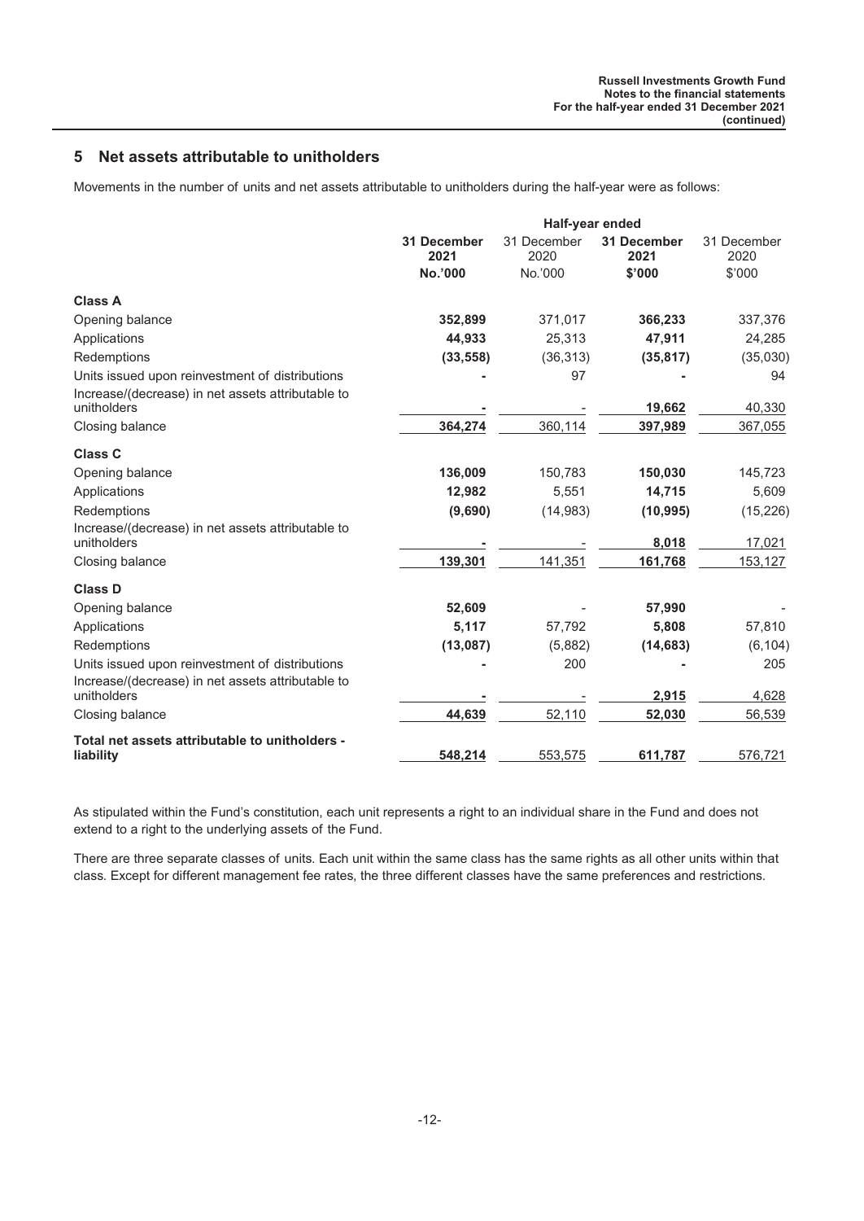## 5 Net assets attributable to unitholders

Movements in the number of units and net assets attributable to unitholders during the half-year was as follows:

| | Half-year ended | | | |
|---|---|---|---|---|
| | **31 December 2021** | 31 December 2020 | **31 December 2021** | 31 December 2020 |
| | **No.'000** | No.'000 | **\$'000** | \$'000 |
| **Class A** | | | | |
| Opening balance | **352,899** | 371,017 | **366,233** | 337,376 |
| Applications | **44,933** | 25,313 | **47,911** | 24,285 |
| Redemptions | **(33,558)** | (36,313) | **(35,817)** | (35,030) |
| Units issued upon reinvestment of distributions | **-** | 97 | **-** | 94 |
| Increase/(decrease) in net assets attributable to unitholders | **-** | - | **19,662** | 40,330 |
| Closing balance | **364,274** | 360,114 | **397,989** | 367,055 |
| **Class C** | | | | |
| Opening balance | **136,009** | 150,783 | **150,030** | 145,723 |
| Applications | **12,982** | 5,551 | **14,715** | 5,609 |
| Redemptions | **(9,690)** | (14,983) | **(10,995)** | (15,226) |
| Increase/(decrease) in net assets attributable to unitholders | **-** | - | **8,018** | 17,021 |
| Closing balance | **139,301** | 141,351 | **161,768** | 153,127 |
| **Class D** | | | | |
| Opening balance | **52,609** | - | **57,990** | - |
| Applications | **5,117** | 57,792 | **5,808** | 57,810 |
| Redemptions | **(13,087)** | (5,882) | **(14,683)** | (6,104) |
| Units issued upon reinvestment of distributions | **-** | 200 | **-** | 205 |
| Increase/(decrease) in net assets attributable to unitholders | **-** | - | **2,915** | 4,628 |
| Closing balance | **44,639** | 52,110 | **52,030** | 56,539 |
| **Total net assets attributable to unitholders - liability** | **548,214** | 553,575 | **611,787** | 576,721 |

As stipulated within the Fund's constitution, each unit represents a right to an individual share in the Fund and does not extend to a right to the underlying assets of the Fund.

There are three separate classes of units. Each unit within the same class has the same rights as all other units within that class. Except for different management fee rates, the three different classes have the same preferences and restrictions.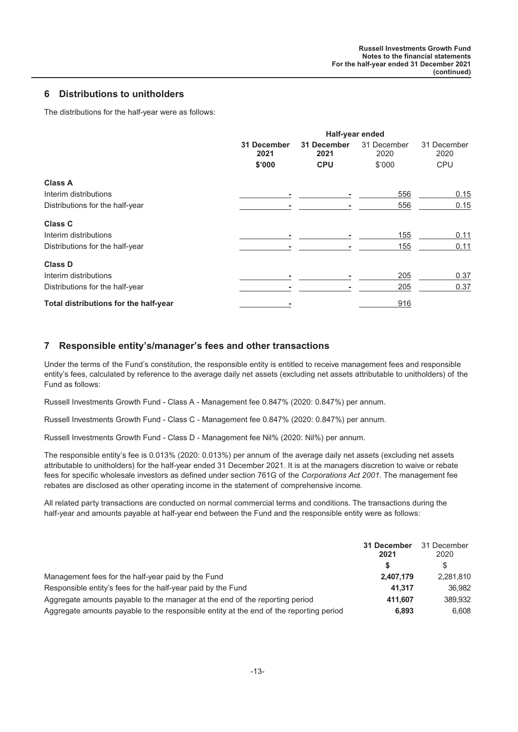## 6 Distributions to unitholders

The distributions for the half-year were as follows:

| | Half-year ended | | | |
|---|---|---|---|---|
| | **31 December 2021** | **31 December 2021** | 31 December 2020 | 31 December 2020 |
| | **$'000** | **CPU** | $'000 | CPU |
| **Class A** | | | | |
| Interim distributions | - | - | 556 | 0.15 |
| Distributions for the half-year | - | - | 556 | 0.15 |
| **Class C** | | | | |
| Interim distributions | - | - | 155 | 0.11 |
| Distributions for the half-year | - | - | 155 | 0.11 |
| **Class D** | | | | |
| Interim distributions | - | - | 205 | 0.37 |
| Distributions for the half-year | - | - | 205 | 0.37 |
| **Total distributions for the half-year** | - | | 916 | |

## 7 Responsible entity's/manager's fees and other transactions

Under the terms of the Fund's constitution, the responsible entity is entitled to receive management fees and responsible entity's fees, calculated by reference to the average daily net assets (excluding net assets attributable to unitholders) of the Fund as follows:

Russell Investments Growth Fund - Class A - Management fee 0.847% (2020: 0.847%) per annum.

Russell Investments Growth Fund - Class C - Management fee 0.847% (2020: 0.847%) per annum.

Russell Investments Growth Fund - Class D - Management fee Nil% (2020: Nil%) per annum.

The responsible entity's fee is 0.013% (2020: 0.013%) per annum of the average daily net assets (excluding net assets attributable to unitholders) for the half-year ended 31 December 2021. It is at the managers discretion to waive or rebate fees for specific wholesale investors as defined under section 761G of the *Corporations Act 2001*. The management fee rebates are disclosed as other operating income in the statement of comprehensive income.

All related party transactions are conducted on normal commercial terms and conditions. The transactions during the half-year and amounts payable at half-year end between the Fund and the responsible entity were as follows:

| | **31 December 2021** | 31 December 2020 |
|---|---|---|
| | **$** | $ |
| Management fees for the half-year paid by the Fund | **2,407,179** | 2,281,810 |
| Responsible entity's fees for the half-year paid by the Fund | **41,317** | 36,982 |
| Aggregate amounts payable to the manager at the end of the reporting period | **411,607** | 389,932 |
| Aggregate amounts payable to the responsible entity at the end of the reporting period | **6,893** | 6,608 |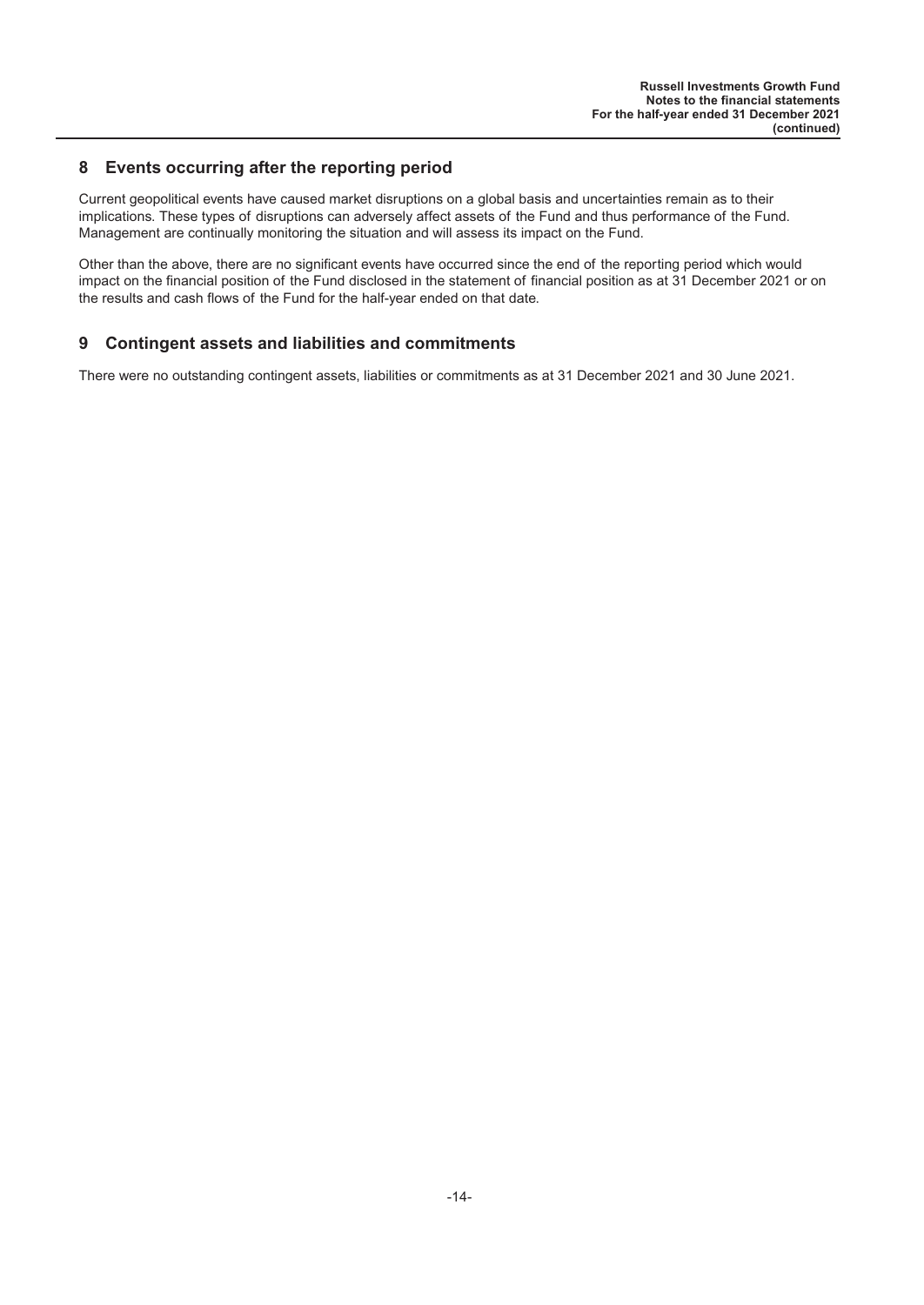## 8 Events occurring after the reporting period

Current geopolitical events have caused market disruptions on a global basis and uncertainties remain as to their implications. These types of disruptions can adversely affect assets of the Fund and thus performance of the Fund. Management are continually monitoring the situation and will assess its impact on the Fund.

Other than the above, there are no significant events have occurred since the end of the reporting period which would impact on the financial position of the Fund disclosed in the statement of financial position as at 31 December 2021 or on the results and cash flows of the Fund for the half-year ended on that date.

## 9 Contingent assets and liabilities and commitments

There were no outstanding contingent assets, liabilities or commitments as at 31 December 2021 and 30 June 2021.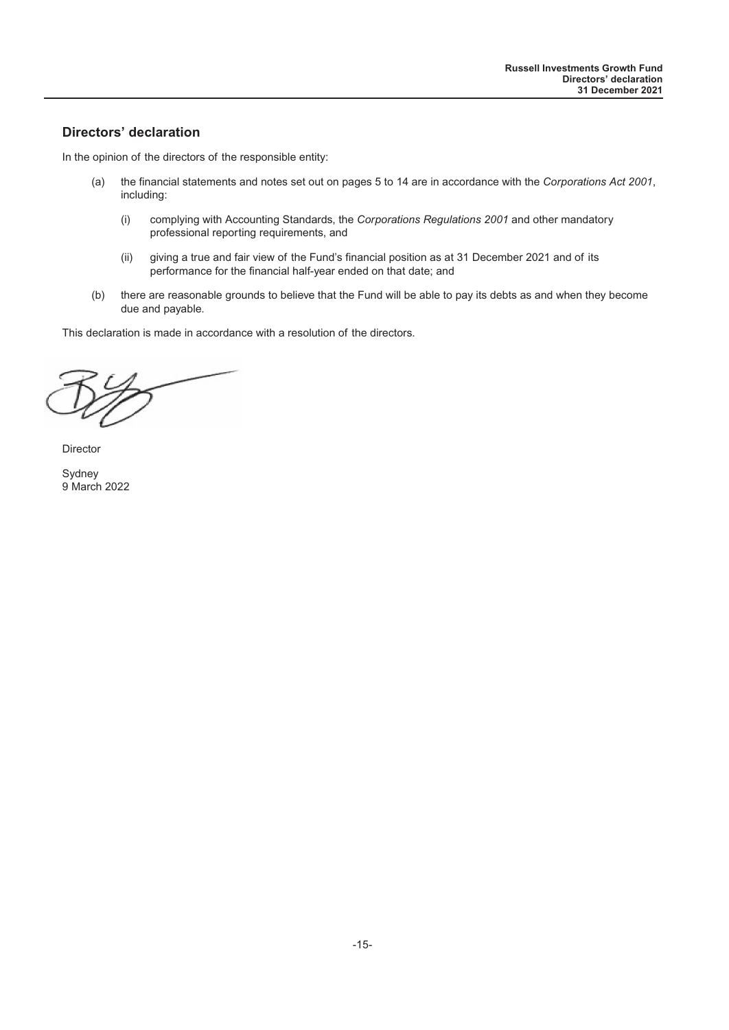## Directors' declaration

In the opinion of the directors of the responsible entity:

(a) the financial statements and notes set out on pages 5 to 14 are in accordance with the *Corporations Act 2001*, including:

   (i) complying with Accounting Standards, the *Corporations Regulations 2001* and other mandatory professional reporting requirements, and

   (ii) giving a true and fair view of the Fund's financial position as at 31 December 2021 and of its performance for the financial half-year ended on that date; and

(b) there are reasonable grounds to believe that the Fund will be able to pay its debts as and when they become due and payable.

This declaration is made in accordance with a resolution of the directors.

Director

Sydney
9 March 2022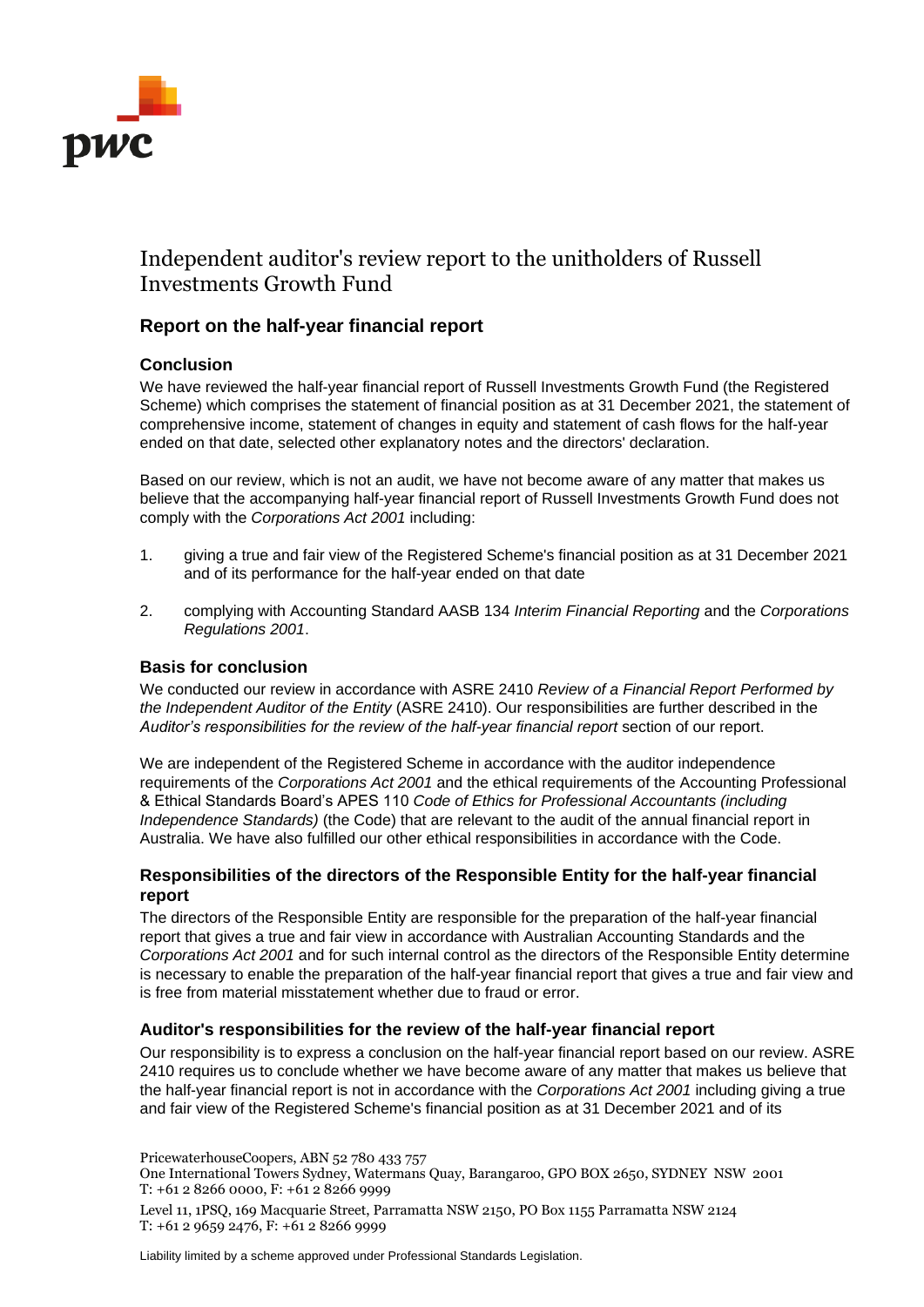# Independent auditor's review report to the unitholders of Russell Investments Growth Fund

## Report on the half-year financial report

### Conclusion

We have reviewed the half-year financial report of Russell Investments Growth Fund (the Registered Scheme) which comprises the statement of financial position as at 31 December 2021, the statement of comprehensive income, statement of changes in equity and statement of cash flows for the half-year ended on that date, selected other explanatory notes and the directors' declaration.

Based on our review, which is not an audit, we have not become aware of any matter that makes us believe that the accompanying half-year financial report of Russell Investments Growth Fund does not comply with the *Corporations Act 2001* including:

1. giving a true and fair view of the Registered Scheme's financial position as at 31 December 2021 and of its performance for the half-year ended on that date
2. complying with Accounting Standard AASB 134 *Interim Financial Reporting* and the *Corporations Regulations 2001*.

### Basis for conclusion

We conducted our review in accordance with ASRE 2410 *Review of a Financial Report Performed by the Independent Auditor of the Entity* (ASRE 2410). Our responsibilities are further described in the *Auditor's responsibilities for the review of the half-year financial report* section of our report.

We are independent of the Registered Scheme in accordance with the auditor independence requirements of the *Corporations Act 2001* and the ethical requirements of the Accounting Professional & Ethical Standards Board's APES 110 *Code of Ethics for Professional Accountants (including Independence Standards)* (the Code) that are relevant to the audit of the annual financial report in Australia. We have also fulfilled our other ethical responsibilities in accordance with the Code.

### Responsibilities of the directors of the Responsible Entity for the half-year financial report

The directors of the Responsible Entity are responsible for the preparation of the half-year financial report that gives a true and fair view in accordance with Australian Accounting Standards and the *Corporations Act 2001* and for such internal control as the directors of the Responsible Entity determine is necessary to enable the preparation of the half-year financial report that gives a true and fair view and is free from material misstatement whether due to fraud or error.

### Auditor's responsibilities for the review of the half-year financial report

Our responsibility is to express a conclusion on the half-year financial report based on our review. ASRE 2410 requires us to conclude whether we have become aware of any matter that makes us believe that the half-year financial report is not in accordance with the *Corporations Act 2001* including giving a true and fair view of the Registered Scheme's financial position as at 31 December 2021 and of its

PricewaterhouseCoopers, ABN 52 780 433 757
One International Towers Sydney, Watermans Quay, Barangaroo, GPO BOX 2650, SYDNEY NSW 2001
T: +61 2 8266 0000, F: +61 2 8266 9999

Level 11, 1PSQ, 169 Macquarie Street, Parramatta NSW 2150, PO Box 1155 Parramatta NSW 2124
T: +61 2 9659 2476, F: +61 2 8266 9999

Liability limited by a scheme approved under Professional Standards Legislation.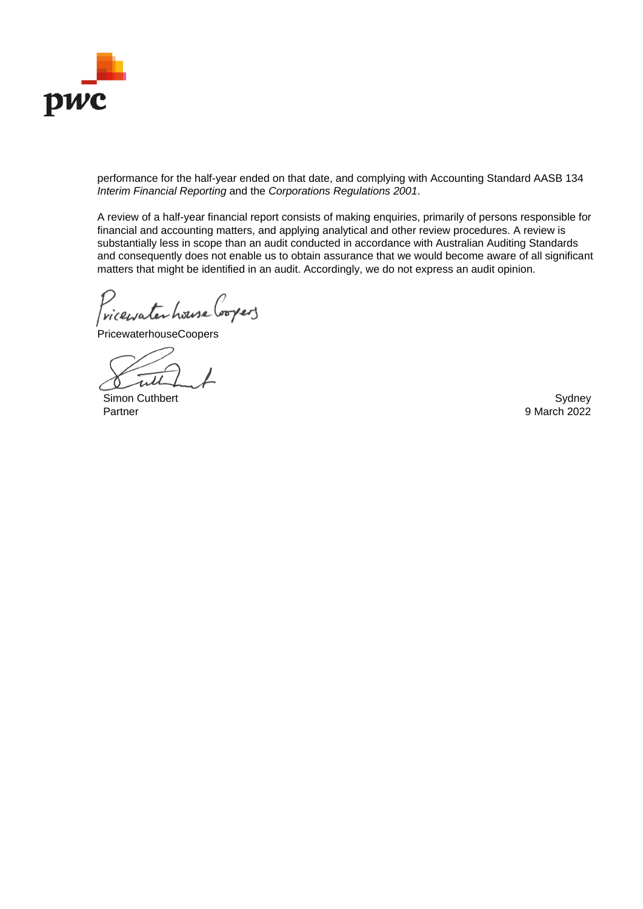performance for the half-year ended on that date, and complying with Accounting Standard AASB 134 *Interim Financial Reporting* and the *Corporations Regulations 2001*.

A review of a half-year financial report consists of making enquiries, primarily of persons responsible for financial and accounting matters, and applying analytical and other review procedures. A review is substantially less in scope than an audit conducted in accordance with Australian Auditing Standards and consequently does not enable us to obtain assurance that we would become aware of all significant matters that might be identified in an audit. Accordingly, we do not express an audit opinion.

PricewaterhouseCoopers

Simon Cuthbert
Partner

Sydney
9 March 2022